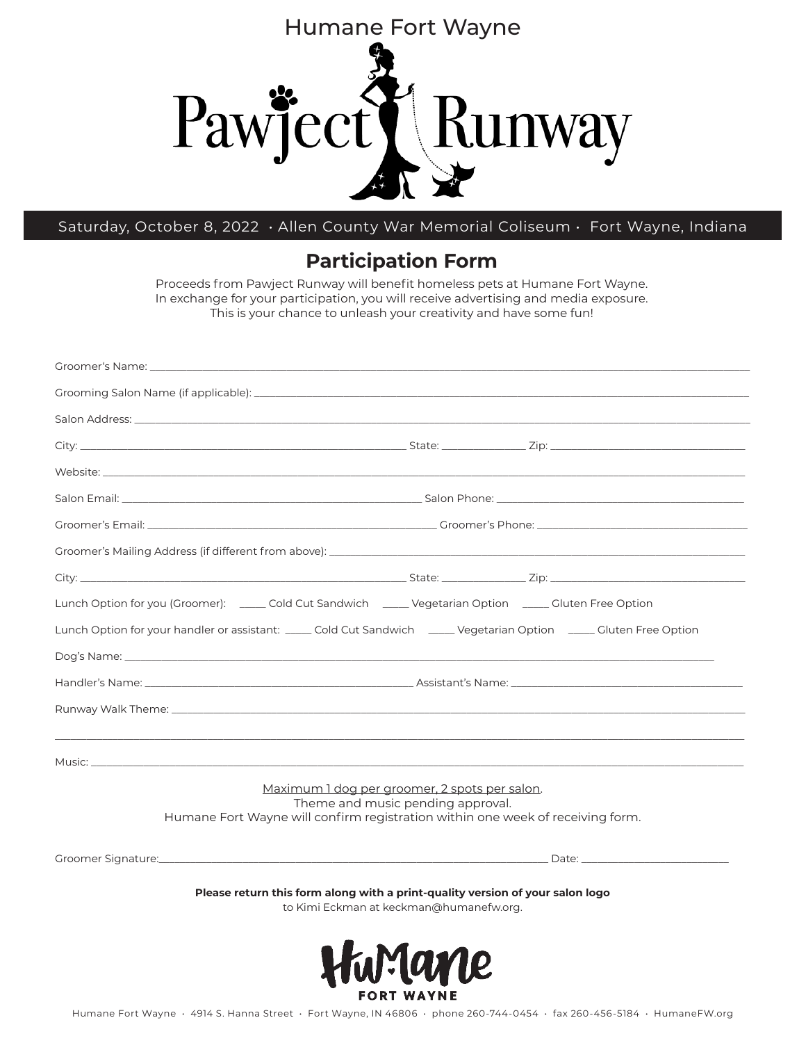Humane Fort Wayne

# Pawject Runway

Saturday, October 8, 2022 · Allen County War Memorial Coliseum · Fort Wayne, Indiana

## Participation Form

Proceeds from Pawject Runway will benefit homeless pets at Humane Fort Wayne.
In exchange for your participation, you will receive advertising and media exposure.
This is your chance to unleash your creativity and have some fun!

Groomer's Name: ______________________________________________

Grooming Salon Name (if applicable): ______________________________________________

Salon Address: ______________________________________________

City: ______________________ State: __________ Zip: ______________________

Website: ______________________________________________

Salon Email: ______________________ Salon Phone: ______________________

Groomer's Email: ______________________ Groomer's Phone: ______________________

Groomer's Mailing Address (if different from above): ______________________________________________

City: ______________________ State: __________ Zip: ______________________

Lunch Option for you (Groomer): _____ Cold Cut Sandwich _____ Vegetarian Option _____ Gluten Free Option

Lunch Option for your handler or assistant: _____ Cold Cut Sandwich _____ Vegetarian Option _____ Gluten Free Option

Dog's Name: ______________________________________________

Handler's Name: ______________________ Assistant's Name: ______________________

Runway Walk Theme: ______________________________________________

______________________________________________

Music: ______________________________________________

Maximum 1 dog per groomer, 2 spots per salon.
Theme and music pending approval.
Humane Fort Wayne will confirm registration within one week of receiving form.

Groomer Signature: ______________________________________________ Date: ______________________

**Please return this form along with a print-quality version of your salon logo**
to Kimi Eckman at keckman@humanefw.org.

HuMane FORT WAYNE

Humane Fort Wayne · 4914 S. Hanna Street · Fort Wayne, IN 46806 · phone 260-744-0454 · fax 260-456-5184 · HumaneFW.org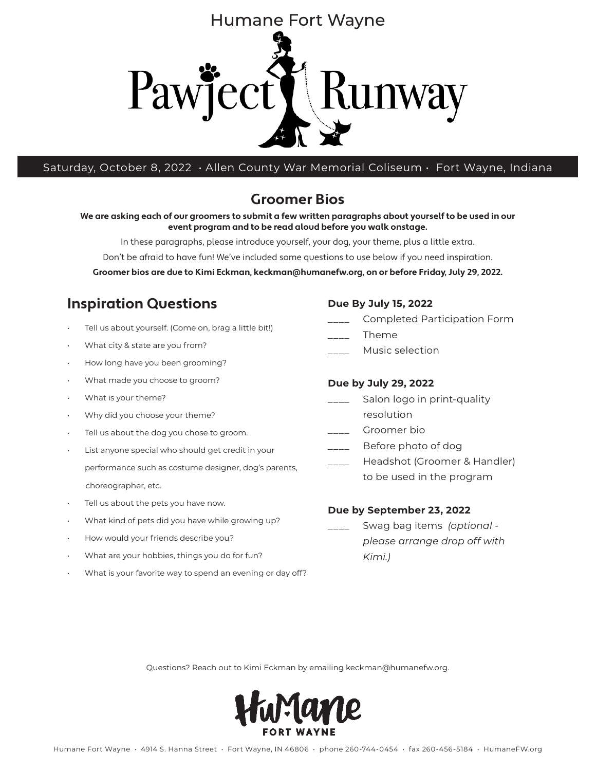Humane Fort Wayne

# Pawject Runway

Saturday, October 8, 2022 · Allen County War Memorial Coliseum · Fort Wayne, Indiana

## Groomer Bios

**We are asking each of our groomers to submit a few written paragraphs about yourself to be used in our event program and to be read aloud before you walk onstage.**

In these paragraphs, please introduce yourself, your dog, your theme, plus a little extra.

Don't be afraid to have fun! We've included some questions to use below if you need inspiration.

**Groomer bios are due to Kimi Eckman, keckman@humanefw.org, on or before Friday, July 29, 2022.**

## Inspiration Questions

- Tell us about yourself. (Come on, brag a little bit!)
- What city & state are you from?
- How long have you been grooming?
- What made you choose to groom?
- What is your theme?
- Why did you choose your theme?
- Tell us about the dog you chose to groom.
- List anyone special who should get credit in your performance such as costume designer, dog's parents, choreographer, etc.
- Tell us about the pets you have now.
- What kind of pets did you have while growing up?
- How would your friends describe you?
- What are your hobbies, things you do for fun?
- What is your favorite way to spend an evening or day off?

**Due By July 15, 2022**

____ Completed Participation Form
____ Theme
____ Music selection

**Due by July 29, 2022**

____ Salon logo in print-quality resolution
____ Groomer bio
____ Before photo of dog
____ Headshot (Groomer & Handler) to be used in the program

**Due by September 23, 2022**

____ Swag bag items *(optional - please arrange drop off with Kimi.)*

Questions? Reach out to Kimi Eckman by emailing keckman@humanefw.org.

HuMane FORT WAYNE

Humane Fort Wayne · 4914 S. Hanna Street · Fort Wayne, IN 46806 · phone 260-744-0454 · fax 260-456-5184 · HumaneFW.org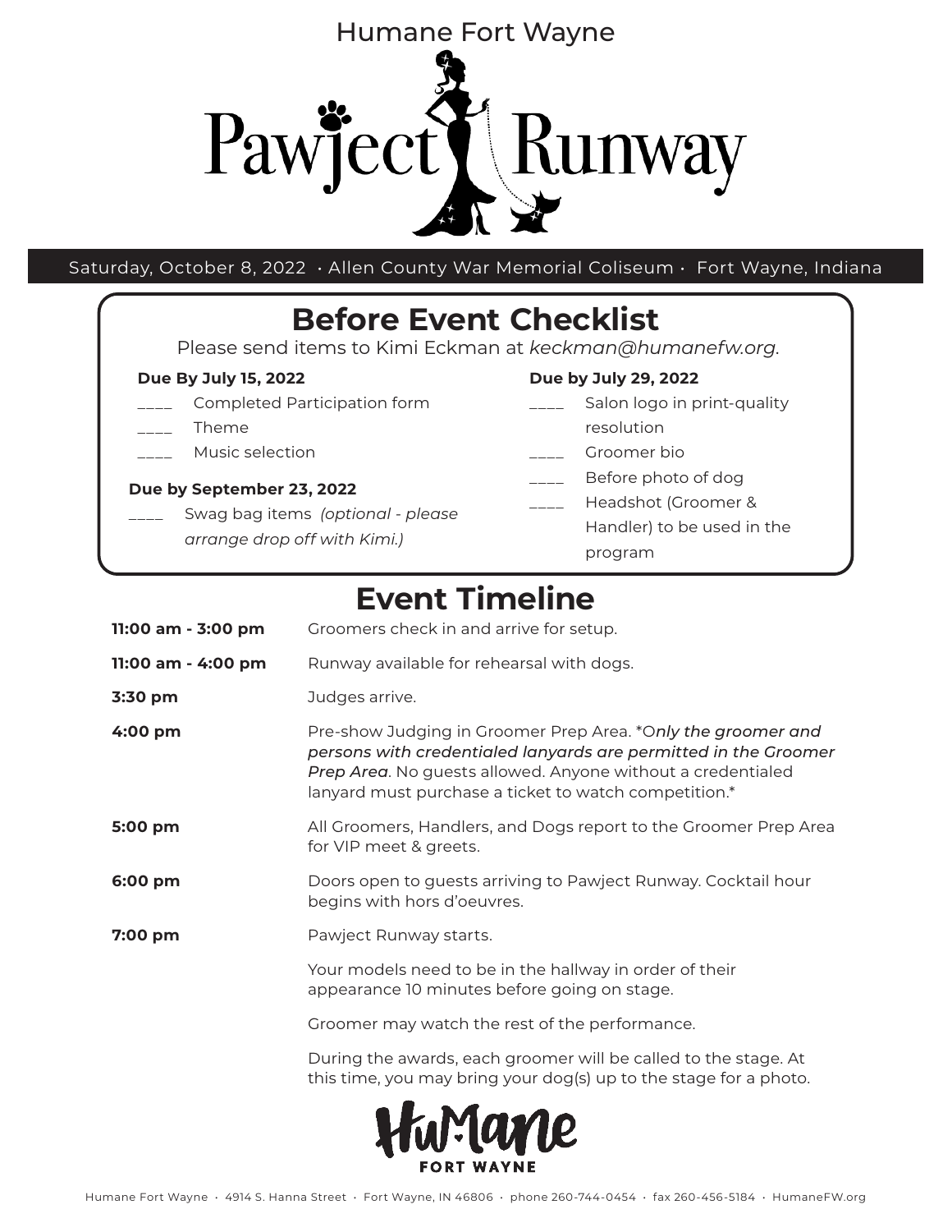Humane Fort Wayne

# Pawject Runway

Saturday, October 8, 2022 · Allen County War Memorial Coliseum · Fort Wayne, Indiana

## Before Event Checklist

Please send items to Kimi Eckman at *keckman@humanefw.org*.

**Due By July 15, 2022**

- ____ Completed Participation form
- ____ Theme
- ____ Music selection

**Due by September 23, 2022**

- ____ Swag bag items *(optional - please arrange drop off with Kimi.)*

**Due by July 29, 2022**

- ____ Salon logo in print-quality resolution
- ____ Groomer bio
- ____ Before photo of dog
- ____ Headshot (Groomer & Handler) to be used in the program

## Event Timeline

| | |
|---|---|
| **11:00 am - 3:00 pm** | Groomers check in and arrive for setup. |
| **11:00 am - 4:00 pm** | Runway available for rehearsal with dogs. |
| **3:30 pm** | Judges arrive. |
| **4:00 pm** | Pre-show Judging in Groomer Prep Area. *O*nly the groomer and persons with credentialed lanyards are permitted in the Groomer Prep Area*. No guests allowed. Anyone without a credentialed lanyard must purchase a ticket to watch competition.* |
| **5:00 pm** | All Groomers, Handlers, and Dogs report to the Groomer Prep Area for VIP meet & greets. |
| **6:00 pm** | Doors open to guests arriving to Pawject Runway. Cocktail hour begins with hors d'oeuvres. |
| **7:00 pm** | Pawject Runway starts. |

Your models need to be in the hallway in order of their appearance 10 minutes before going on stage.

Groomer may watch the rest of the performance.

During the awards, each groomer will be called to the stage. At this time, you may bring your dog(s) up to the stage for a photo.

HuMane FORT WAYNE

Humane Fort Wayne · 4914 S. Hanna Street · Fort Wayne, IN 46806 · phone 260-744-0454 · fax 260-456-5184 · HumaneFW.org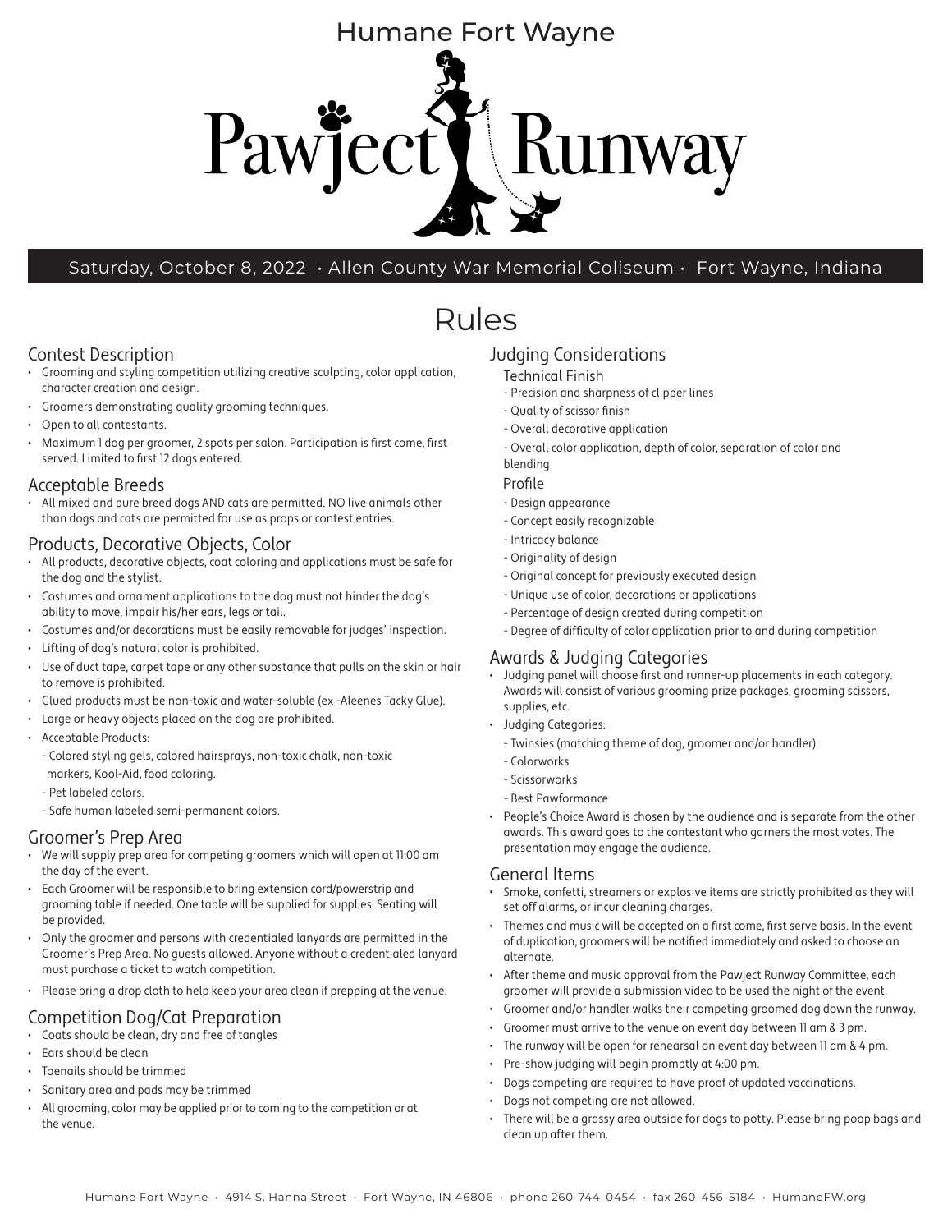Humane Fort Wayne

# Pawject Runway

Saturday, October 8, 2022 · Allen County War Memorial Coliseum · Fort Wayne, Indiana

# Rules

## Contest Description

- Grooming and styling competition utilizing creative sculpting, color application, character creation and design.
- Groomers demonstrating quality grooming techniques.
- Open to all contestants.
- Maximum 1 dog per groomer, 2 spots per salon. Participation is first come, first served. Limited to first 12 dogs entered.

## Acceptable Breeds

- All mixed and pure breed dogs AND cats are permitted. NO live animals other than dogs and cats are permitted for use as props or contest entries.

## Products, Decorative Objects, Color

- All products, decorative objects, coat coloring and applications must be safe for the dog and the stylist.
- Costumes and ornament applications to the dog must not hinder the dog's ability to move, impair his/her ears, legs or tail.
- Costumes and/or decorations must be easily removable for judges' inspection.
- Lifting of dog's natural color is prohibited.
- Use of duct tape, carpet tape or any other substance that pulls on the skin or hair to remove is prohibited.
- Glued products must be non-toxic and water-soluble (ex -Aleenes Tacky Glue).
- Large or heavy objects placed on the dog are prohibited.
- Acceptable Products:
  - Colored styling gels, colored hairsprays, non-toxic chalk, non-toxic markers, Kool-Aid, food coloring.
  - Pet labeled colors.
  - Safe human labeled semi-permanent colors.

## Groomer's Prep Area

- We will supply prep area for competing groomers which will open at 11:00 am the day of the event.
- Each Groomer will be responsible to bring extension cord/powerstrip and grooming table if needed. One table will be supplied for supplies. Seating will be provided.
- Only the groomer and persons with credentialed lanyards are permitted in the Groomer's Prep Area. No guests allowed. Anyone without a credentialed lanyard must purchase a ticket to watch competition.
- Please bring a drop cloth to help keep your area clean if prepping at the venue.

## Competition Dog/Cat Preparation

- Coats should be clean, dry and free of tangles
- Ears should be clean
- Toenails should be trimmed
- Sanitary area and pads may be trimmed
- All grooming, color may be applied prior to coming to the competition or at the venue.

## Judging Considerations

### Technical Finish

- Precision and sharpness of clipper lines
- Quality of scissor finish
- Overall decorative application
- Overall color application, depth of color, separation of color and blending

### Profile

- Design appearance
- Concept easily recognizable
- Intricacy balance
- Originality of design
- Original concept for previously executed design
- Unique use of color, decorations or applications
- Percentage of design created during competition
- Degree of difficulty of color application prior to and during competition

## Awards & Judging Categories

- Judging panel will choose first and runner-up placements in each category. Awards will consist of various grooming prize packages, grooming scissors, supplies, etc.
- Judging Categories:
  - Twinsies (matching theme of dog, groomer and/or handler)
  - Colorworks
  - Scissorworks
  - Best Pawformance
- People's Choice Award is chosen by the audience and is separate from the other awards. This award goes to the contestant who garners the most votes. The presentation may engage the audience.

## General Items

- Smoke, confetti, streamers or explosive items are strictly prohibited as they will set off alarms, or incur cleaning charges.
- Themes and music will be accepted on a first come, first serve basis. In the event of duplication, groomers will be notified immediately and asked to choose an alternate.
- After theme and music approval from the Pawject Runway Committee, each groomer will provide a submission video to be used the night of the event.
- Groomer and/or handler walks their competing groomed dog down the runway.
- Groomer must arrive to the venue on event day between 11 am & 3 pm.
- The runway will be open for rehearsal on event day between 11 am & 4 pm.
- Pre-show judging will begin promptly at 4:00 pm.
- Dogs competing are required to have proof of updated vaccinations.
- Dogs not competing are not allowed.
- There will be a grassy area outside for dogs to potty. Please bring poop bags and clean up after them.

Humane Fort Wayne · 4914 S. Hanna Street · Fort Wayne, IN 46806 · phone 260-744-0454 · fax 260-456-5184 · HumaneFW.org